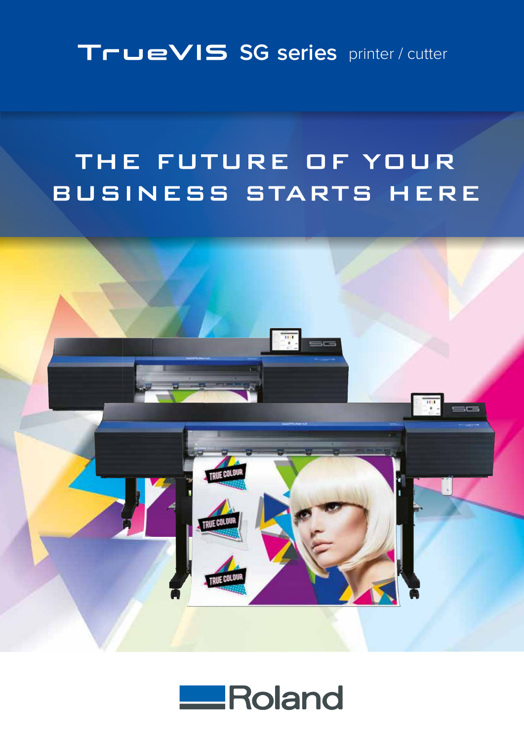# TrueVIS SG series printer / cutter

## THE FUTURE OF YOUR BUSINESS STARTS HERE

Roland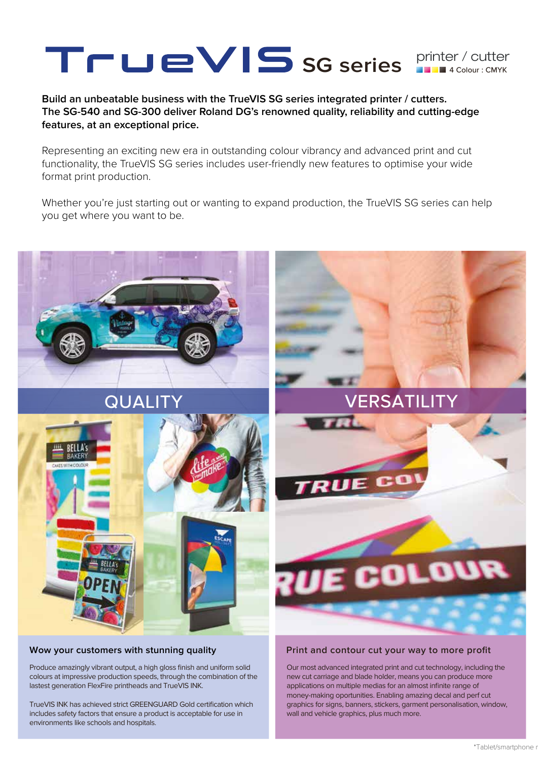# TrueVIS SG series

printer / cutter
4 Colour : CMYK

**Build an unbeatable business with the TrueVIS SG series integrated printer / cutters. The SG-540 and SG-300 deliver Roland DG's renowned quality, reliability and cutting-edge features, at an exceptional price.**

Representing an exciting new era in outstanding colour vibrancy and advanced print and cut functionality, the TrueVIS SG series includes user-friendly new features to optimise your wide format print production.

Whether you're just starting out or wanting to expand production, the TrueVIS SG series can help you get where you want to be.

## QUALITY

### Wow your customers with stunning quality

Produce amazingly vibrant output, a high gloss finish and uniform solid colours at impressive production speeds, through the combination of the lastest generation FlexFire printheads and TrueVIS INK.

TrueVIS INK has achieved strict GREENGUARD Gold certification which includes safety factors that ensure a product is acceptable for use in environments like schools and hospitals.

## VERSATILITY

### Print and contour cut your way to more profit

Our most advanced integrated print and cut technology, including the new cut carriage and blade holder, means you can produce more applications on multiple medias for an almost infinite range of money-making oportunities. Enabling amazing decal and perf cut graphics for signs, banners, stickers, garment personalisation, window, wall and vehicle graphics, plus much more.

*Tablet/smartphone r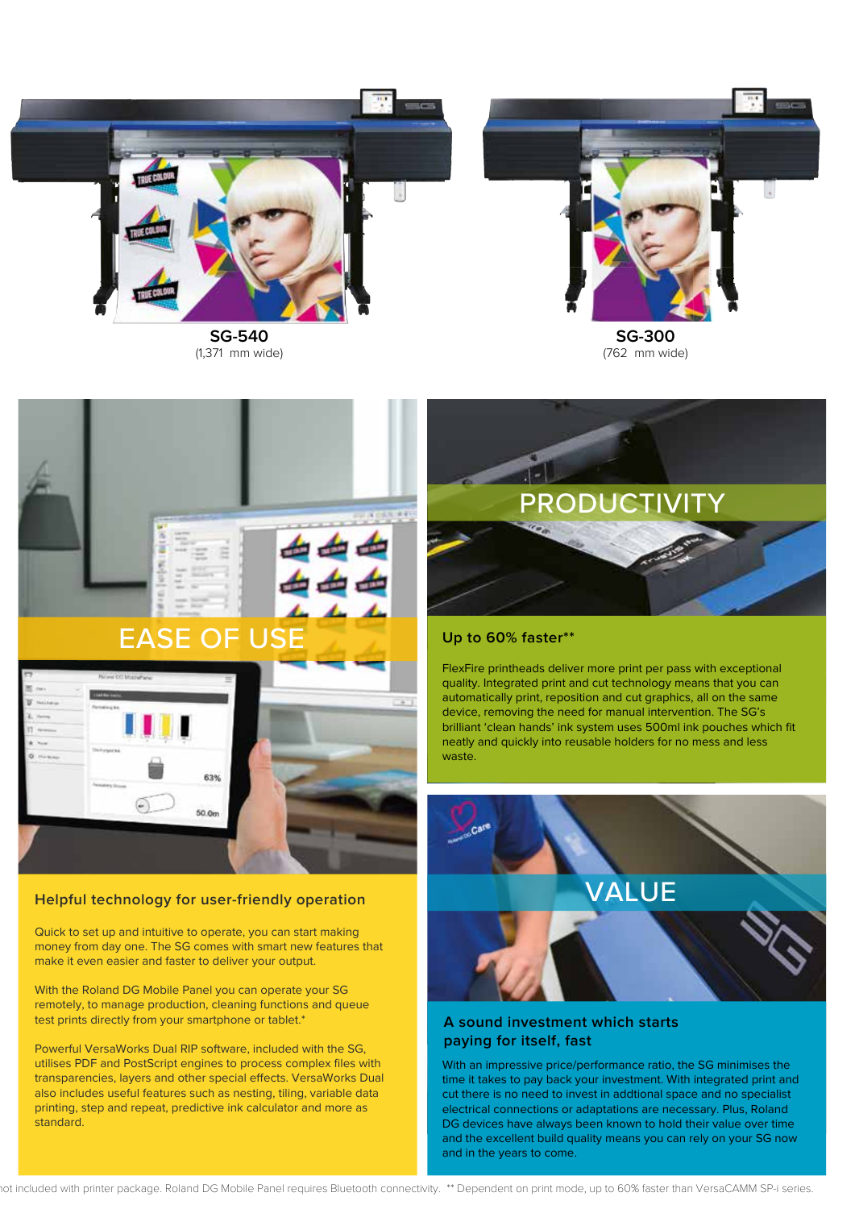**SG-540**
(1,371 mm wide)

**SG-300**
(762 mm wide)

## EASE OF USE

### Helpful technology for user-friendly operation

Quick to set up and intuitive to operate, you can start making money from day one. The SG comes with smart new features that make it even easier and faster to deliver your output.

With the Roland DG Mobile Panel you can operate your SG remotely, to manage production, cleaning functions and queue test prints directly from your smartphone or tablet.*

Powerful VersaWorks Dual RIP software, included with the SG, utilises PDF and PostScript engines to process complex files with transparencies, layers and other special effects. VersaWorks Dual also includes useful features such as nesting, tiling, variable data printing, step and repeat, predictive ink calculator and more as standard.

## PRODUCTIVITY

### Up to 60% faster**

FlexFire printheads deliver more print per pass with exceptional quality. Integrated print and cut technology means that you can automatically print, reposition and cut graphics, all on the same device, removing the need for manual intervention. The SG's brilliant 'clean hands' ink system uses 500ml ink pouches which fit neatly and quickly into reusable holders for no mess and less waste.

## VALUE

### A sound investment which starts paying for itself, fast

With an impressive price/performance ratio, the SG minimises the time it takes to pay back your investment. With integrated print and cut there is no need to invest in addtional space and no specialist electrical connections or adaptations are necessary. Plus, Roland DG devices have always been known to hold their value over time and the excellent build quality means you can rely on your SG now and in the years to come.

*not included with printer package. Roland DG Mobile Panel requires Bluetooth connectivity. ** Dependent on print mode, up to 60% faster than VersaCAMM SP-i series.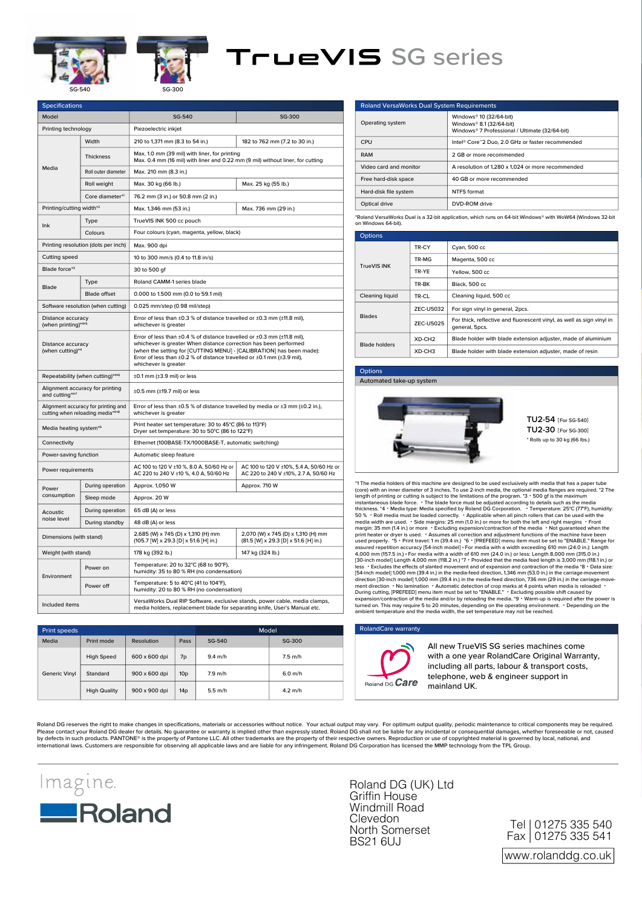SG-540 SG-300

# TrueVIS SG series

## Specifications

| Model | | SG-540 | SG-300 |
|---|---|---|---|
| Printing technology | | Piezoelectric inkjet | |
| Media | Width | 210 to 1,371 mm (8.3 to 54 in.) | 182 to 762 mm (7.2 to 30 in.) |
| | Thickness | Max. 1.0 mm (39 mil) with liner, for printing<br>Max. 0.4 mm (16 mil) with liner and 0.22 mm (9 mil) without liner, for cutting | |
| | Roll outer diameter | Max. 210 mm (8.3 in.) | |
| | Roll weight | Max. 30 kg (66 lb.) | Max. 25 kg (55 lb.) |
| | Core diameter*1 | 76.2 mm (3 in.) or 50.8 mm (2 in.) | |
| Printing/cutting width*2 | | Max. 1,346 mm (53 in.) | Max. 736 mm (29 in.) |
| Ink | Type | TrueVIS INK 500 cc pouch | |
| | Colours | Four colours (cyan, magenta, yellow, black) | |
| Printing resolution (dots per inch) | | Max. 900 dpi | |
| Cutting speed | | 10 to 300 mm/s (0.4 to 11.8 in/s) | |
| Blade force*3 | | 30 to 500 gf | |
| Blade | Type | Roland CAMM-1 series blade | |
| | Blade offset | 0.000 to 1.500 mm (0.0 to 59.1 mil) | |
| Software resolution (when cutting) | | 0.025 mm/step (0.98 mil/step) | |
| Distance accuracy (when printing)*4*5 | | Error of less than ±0.3 % of distance travelled or ±0.3 mm (±11.8 mil), whichever is greater | |
| Distance accuracy (when cutting)*4 | | Error of less than ±0.4 % of distance travelled or ±0.3 mm (±11.8 mil), whichever is greater When distance correction has been performed (when the setting for [CUTTING MENU] - [CALIBRATION] has been made): Error of less than ±0.2 % of distance travelled or ±0.1 mm (±3.9 mil), whichever is greater | |
| Repeatability (when cutting)*4*6 | | ±0.1 mm (±3.9 mil) or less | |
| Alignment accuracy for printing and cutting*4*7 | | ±0.5 mm (±19.7 mil) or less | |
| Alignment accuracy for printing and cutting when reloading media*4*8 | | Error of less than ±0.5 % of distance travelled by media or ±3 mm (±0.2 in.), whichever is greater | |
| Media heating system*9 | | Print heater set temperature: 30 to 45°C (86 to 113°F)<br>Dryer set temperature: 30 to 50°C (86 to 122°F) | |
| Connectivity | | Ethernet (100BASE-TX/1000BASE-T, automatic switching) | |
| Power-saving function | | Automatic sleep feature | |
| Power requirements | | AC 100 to 120 V ±10 %, 8.0 A, 50/60 Hz or AC 220 to 240 V ±10 %, 4.0 A, 50/60 Hz | AC 100 to 120 V ±10%, 5.4 A, 50/60 Hz or AC 220 to 240 V ±10%, 2.7 A, 50/60 Hz |
| Power consumption | During operation | Approx. 1,050 W | Approx. 710 W |
| | Sleep mode | Approx. 20 W | |
| Acoustic noise level | During operation | 65 dB (A) or less | |
| | During standby | 48 dB (A) or less | |
| Dimensions (with stand) | | 2,685 (W) x 745 (D) x 1,310 (H) mm (105.7 [W] x 29.3 [D] x 51.6 [H] in.) | 2,070 (W) x 745 (D) x 1,310 (H) mm (81.5 [W] x 29.3 [D] x 51.6 [H] in.) |
| Weight (with stand) | | 178 kg (392 lb.) | 147 kg (324 lb.) |
| Environment | Power on | Temperature: 20 to 32°C (68 to 90°F), humidity: 35 to 80 % RH (no condensation) | |
| | Power off | Temperature: 5 to 40°C (41 to 104°F), humidity: 20 to 80 % RH (no condensation) | |
| Included items | | VersaWorks Dual RIP Software, exclusive stands, power cable, media clamps, media holders, replacement blade for separating knife, User's Manual etc. | |

## Print speeds

| Media | Print mode | Resolution | Pass | SG-540 | SG-300 |
|---|---|---|---|---|---|
| Generic Vinyl | High Speed | 600 x 600 dpi | 7p | 9.4 m/h | 7.5 m/h |
| | Standard | 900 x 600 dpi | 10p | 7.9 m/h | 6.0 m/h |
| | High Quality | 900 x 900 dpi | 14p | 5.5 m/h | 4.2 m/h |

## Roland VersaWorks Dual System Requirements

| | |
|---|---|
| Operating system | Windows® 10 (32/64-bit)<br>Windows® 8.1 (32/64-bit)<br>Windows® 7 Professional / Ultimate (32/64-bit) |
| CPU | Intel® Core™2 Duo, 2.0 GHz or faster recommended |
| RAM | 2 GB or more recommended |
| Video card and monitor | A resolution of 1,280 x 1,024 or more recommended |
| Free hard-disk space | 40 GB or more recommended |
| Hard-disk file system | NTFS format |
| Optical drive | DVD-ROM drive |

*Roland VersaWorks Dual is a 32-bit application, which runs on 64-bit Windows® with WoW64 (Windows 32-bit on Windows 64-bit).

## Options

| | | |
|---|---|---|
| TrueVIS INK | TR-CY | Cyan, 500 cc |
| | TR-MG | Magenta, 500 cc |
| | TR-YE | Yellow, 500 cc |
| | TR-BK | Black, 500 cc |
| Cleaning liquid | TR-CL | Cleaning liquid, 500 cc |
| Blades | ZEC-U5032 | For sign vinyl in general, 2pcs. |
| | ZEC-U5025 | For thick, reflective and fluorescent vinyl, as well as sign vinyl in general, 5pcs. |
| Blade holders | XD-CH2 | Blade holder with blade extension adjuster, made of aluminium |
| | XD-CH3 | Blade holder with blade extension adjuster, made of resin |

## Options

Automated take-up system

**TU2-54** [For SG-540]
**TU2-30** [For SG-300]
* Rolls up to 30 kg (66 lbs.)

*1 The media holders of this machine are designed to be used exclusively with media that has a paper tube (core) with an inner diameter of 3 inches. To use 2-inch media, the optional media flanges are required. *2 The length of printing or cutting is subject to the limitations of the program. *3 • 500 gf is the maximum instantaneous blade force. • The blade force must be adjusted according to details such as the media thickness. *4 • Media type: Media specified by Roland DG Corporation. • Temperature: 25°C (77°F), humidity: 50 % • Roll media must be loaded correctly. • Applicable when all pinch rollers that can be used with the media width are used. • Side margins: 25 mm (1.0 in.) or more for both the left and right margins • Front margin: 35 mm (1.4 in.) or more • Excluding expansion/contraction of the media • Not guaranteed when the print heater or dryer is used. • Assumes all correction and adjustment functions of the machine have been used properly. *5 • Print travel: 1 m (39.4 in.) *6 • [PREFEED] menu item must be set to "ENABLE." Range for assured repetition accuracy [54-inch model] • For media with a width exceeding 610 mm (24.0 in.): Length 4,000 mm (157.5 in.) • For media with a width of 610 mm (24.0 in.) or less: Length 8,000 mm (315.0 in.) [30-inch model] Length 4,000 mm (118.2 in.) *7 • Provided that the media feed length is 3,000 mm (118.1 in.) or less • Excludes the effects of slanted movement and of expansion and contraction of the media *8 • Data size: [54-inch model] 1,000 mm (39.4 in.) in the media-feed direction, 1,346 mm (53.0 in.) in the carriage-movement direction [30-inch model] 1,000 mm (39.4 in.) in the media-feed direction, 736 mm (29 in.) in the carriage-movement direction • No lamination • Automatic detection of crop marks at 4 points when media is reloaded • During cutting, [PREFEED] menu item must be set to "ENABLE." • Excluding possible shift caused by expansion/contraction of the media and/or by reloading the media. *9 • Warm-up is required after the power is turned on. This may require 5 to 20 minutes, depending on the operating environment. • Depending on the ambient temperature and the media width, the set temperature may not be reached.

## RolandCare warranty

Roland DG Care

All new TrueVIS SG series machines come with a one year RolandCare Original Warranty, including all parts, labour & transport costs, telephone, web & engineer support in mainland UK.

Roland DG reserves the right to make changes in specifications, materials or accessories without notice. Your actual output may vary. For optimum output quality, periodic maintenance to critical components may be required. Please contact your Roland DG dealer for details. No guarantee or warranty is implied other than expressly stated. Roland DG shall not be liable for any incidental or consequential damages, whether foreseeable or not, caused by defects in such products. PANTONE® is the property of Pantone LLC. All other trademarks are the property of their respective owners. Reproduction or use of copyrighted material is governed by local, national, and international laws. Customers are responsible for observing all applicable laws and are liable for any infringement. Roland DG Corporation has licensed the MMP technology from the TPL Group.

Imagine.
Roland

Roland DG (UK) Ltd
Griffin House
Windmill Road
Clevedon
North Somerset
BS21 6UJ

Tel | 01275 335 540
Fax | 01275 335 541

www.rolanddg.co.uk